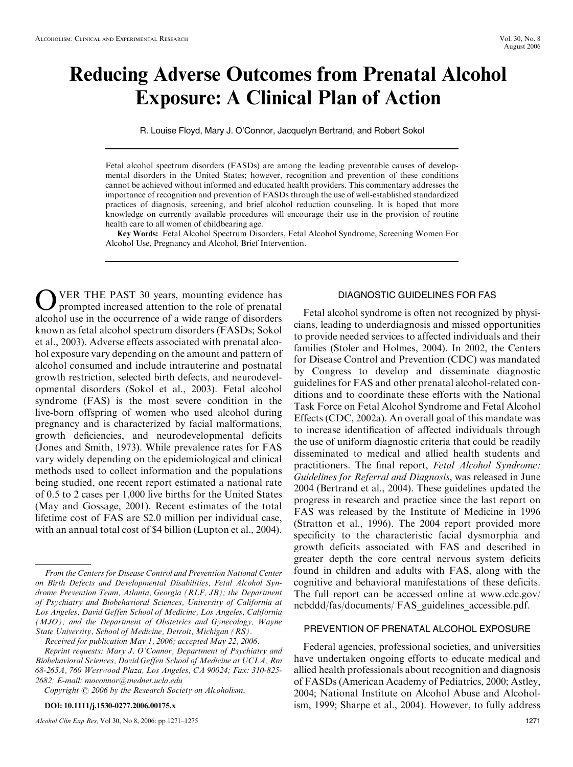# Reducing Adverse Outcomes from Prenatal Alcohol Exposure: A Clinical Plan of Action

R. Louise Floyd, Mary J. O'Connor, Jacquelyn Bertrand, and Robert Sokol

Fetal alcohol spectrum disorders (FASDs) are among the leading preventable causes of developmental disorders in the United States; however, recognition and prevention of these conditions cannot be achieved without informed and educated health providers. This commentary addresses the importance of recognition and prevention of FASDs through the use of well-established standardized practices of diagnosis, screening, and brief alcohol reduction counseling. It is hoped that more knowledge on currently available procedures will encourage their use in the provision of routine health care to all women of childbearing age.

**Key Words:** Fetal Alcohol Spectrum Disorders, Fetal Alcohol Syndrome, Screening Women For Alcohol Use, Pregnancy and Alcohol, Brief Intervention.

OVER THE PAST 30 years, mounting evidence has prompted increased attention to the role of prenatal alcohol use in the occurrence of a wide range of disorders known as fetal alcohol spectrum disorders (FASDs; Sokol et al., 2003). Adverse effects associated with prenatal alcohol exposure vary depending on the amount and pattern of alcohol consumed and include intrauterine and postnatal growth restriction, selected birth defects, and neurodevelopmental disorders (Sokol et al., 2003). Fetal alcohol syndrome (FAS) is the most severe condition in the live-born offspring of women who used alcohol during pregnancy and is characterized by facial malformations, growth deficiencies, and neurodevelopmental deficits (Jones and Smith, 1973). While prevalence rates for FAS vary widely depending on the epidemiological and clinical methods used to collect information and the populations being studied, one recent report estimated a national rate of 0.5 to 2 cases per 1,000 live births for the United States (May and Gossage, 2001). Recent estimates of the total lifetime cost of FAS are $2.0 million per individual case, with an annual total cost of $4 billion (Lupton et al., 2004).

*From the Centers for Disease Control and Prevention National Center on Birth Defects and Developmental Disabilities, Fetal Alcohol Syndrome Prevention Team, Atlanta, Georgia (RLF, JB); the Department of Psychiatry and Biobehavioral Sciences, University of California at Los Angeles, David Geffen School of Medicine, Los Angeles, California (MJO); and the Department of Obstetrics and Gynecology, Wayne State University, School of Medicine, Detroit, Michigan (RS).*

*Received for publication May 1, 2006; accepted May 22, 2006.*

*Reprint requests: Mary J. O'Connor, Department of Psychiatry and Biobehavioral Sciences, David Geffen School of Medicine at UCLA, Rm 68-265A, 760 Westwood Plaza, Los Angeles, CA 90024; Fax: 310-825-2682; E-mail: moconnor@mednet.ucla.edu*

*Copyright © 2006 by the Research Society on Alcoholism.*

**DOI: 10.1111/j.1530-0277.2006.00175.x**

## DIAGNOSTIC GUIDELINES FOR FAS

Fetal alcohol syndrome is often not recognized by physicians, leading to underdiagnosis and missed opportunities to provide needed services to affected individuals and their families (Stoler and Holmes, 2004). In 2002, the Centers for Disease Control and Prevention (CDC) was mandated by Congress to develop and disseminate diagnostic guidelines for FAS and other prenatal alcohol-related conditions and to coordinate these efforts with the National Task Force on Fetal Alcohol Syndrome and Fetal Alcohol Effects (CDC, 2002a). An overall goal of this mandate was to increase identification of affected individuals through the use of uniform diagnostic criteria that could be readily disseminated to medical and allied health students and practitioners. The final report, *Fetal Alcohol Syndrome: Guidelines for Referral and Diagnosis*, was released in June 2004 (Bertrand et al., 2004). These guidelines updated the progress in research and practice since the last report on FAS was released by the Institute of Medicine in 1996 (Stratton et al., 1996). The 2004 report provided more specificity to the characteristic facial dysmorphia and growth deficits associated with FAS and described in greater depth the core central nervous system deficits found in children and adults with FAS, along with the cognitive and behavioral manifestations of these deficits. The full report can be accessed online at www.cdc.gov/ncbddd/fas/documents/ FAS_guidelines_accessible.pdf.

## PREVENTION OF PRENATAL ALCOHOL EXPOSURE

Federal agencies, professional societies, and universities have undertaken ongoing efforts to educate medical and allied health professionals about recognition and diagnosis of FASDs (American Academy of Pediatrics, 2000; Astley, 2004; National Institute on Alcohol Abuse and Alcoholism, 1999; Sharpe et al., 2004). However, to fully address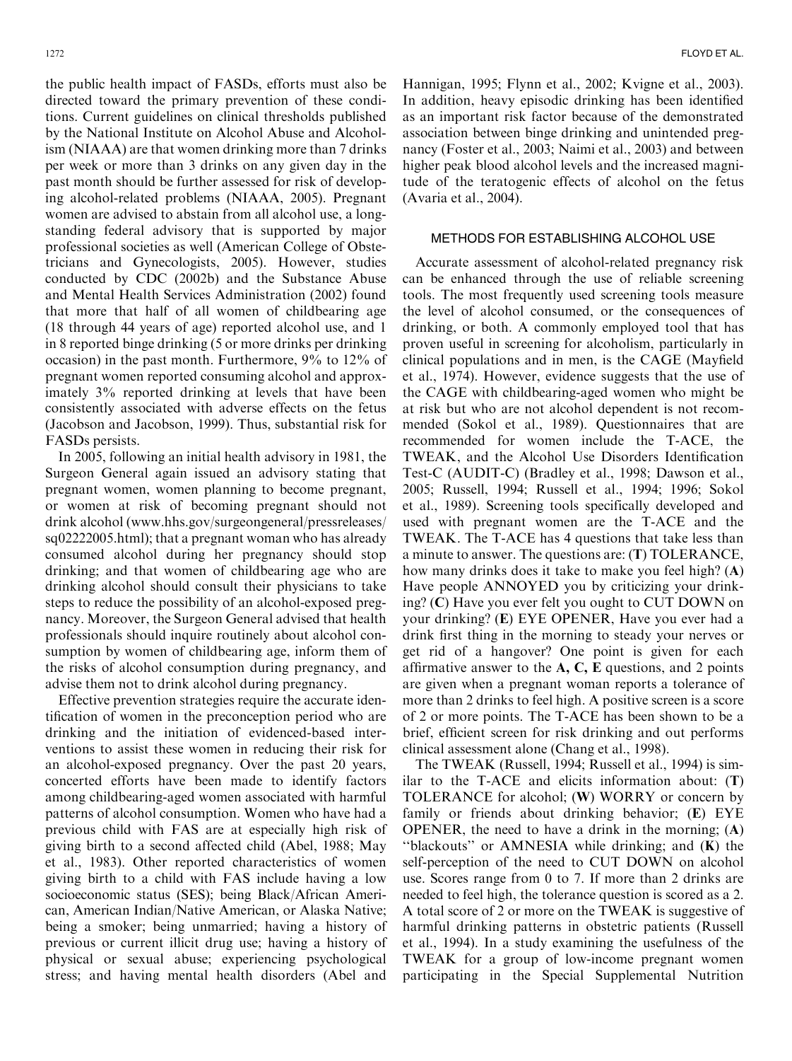the public health impact of FASDs, efforts must also be directed toward the primary prevention of these conditions. Current guidelines on clinical thresholds published by the National Institute on Alcohol Abuse and Alcoholism (NIAAA) are that women drinking more than 7 drinks per week or more than 3 drinks on any given day in the past month should be further assessed for risk of developing alcohol-related problems (NIAAA, 2005). Pregnant women are advised to abstain from all alcohol use, a longstanding federal advisory that is supported by major professional societies as well (American College of Obstetricians and Gynecologists, 2005). However, studies conducted by CDC (2002b) and the Substance Abuse and Mental Health Services Administration (2002) found that more that half of all women of childbearing age (18 through 44 years of age) reported alcohol use, and 1 in 8 reported binge drinking (5 or more drinks per drinking occasion) in the past month. Furthermore, 9% to 12% of pregnant women reported consuming alcohol and approximately 3% reported drinking at levels that have been consistently associated with adverse effects on the fetus (Jacobson and Jacobson, 1999). Thus, substantial risk for FASDs persists.

In 2005, following an initial health advisory in 1981, the Surgeon General again issued an advisory stating that pregnant women, women planning to become pregnant, or women at risk of becoming pregnant should not drink alcohol (www.hhs.gov/surgeongeneral/pressreleases/sq02222005.html); that a pregnant woman who has already consumed alcohol during her pregnancy should stop drinking; and that women of childbearing age who are drinking alcohol should consult their physicians to take steps to reduce the possibility of an alcohol-exposed pregnancy. Moreover, the Surgeon General advised that health professionals should inquire routinely about alcohol consumption by women of childbearing age, inform them of the risks of alcohol consumption during pregnancy, and advise them not to drink alcohol during pregnancy.

Effective prevention strategies require the accurate identification of women in the preconception period who are drinking and the initiation of evidenced-based interventions to assist these women in reducing their risk for an alcohol-exposed pregnancy. Over the past 20 years, concerted efforts have been made to identify factors among childbearing-aged women associated with harmful patterns of alcohol consumption. Women who have had a previous child with FAS are at especially high risk of giving birth to a second affected child (Abel, 1988; May et al., 1983). Other reported characteristics of women giving birth to a child with FAS include having a low socioeconomic status (SES); being Black/African American, American Indian/Native American, or Alaska Native; being a smoker; being unmarried; having a history of previous or current illicit drug use; having a history of physical or sexual abuse; experiencing psychological stress; and having mental health disorders (Abel and Hannigan, 1995; Flynn et al., 2002; Kvigne et al., 2003). In addition, heavy episodic drinking has been identified as an important risk factor because of the demonstrated association between binge drinking and unintended pregnancy (Foster et al., 2003; Naimi et al., 2003) and between higher peak blood alcohol levels and the increased magnitude of the teratogenic effects of alcohol on the fetus (Avaria et al., 2004).

## METHODS FOR ESTABLISHING ALCOHOL USE

Accurate assessment of alcohol-related pregnancy risk can be enhanced through the use of reliable screening tools. The most frequently used screening tools measure the level of alcohol consumed, or the consequences of drinking, or both. A commonly employed tool that has proven useful in screening for alcoholism, particularly in clinical populations and in men, is the CAGE (Mayfield et al., 1974). However, evidence suggests that the use of the CAGE with childbearing-aged women who might be at risk but who are not alcohol dependent is not recommended (Sokol et al., 1989). Questionnaires that are recommended for women include the T-ACE, the TWEAK, and the Alcohol Use Disorders Identification Test-C (AUDIT-C) (Bradley et al., 1998; Dawson et al., 2005; Russell, 1994; Russell et al., 1994; 1996; Sokol et al., 1989). Screening tools specifically developed and used with pregnant women are the T-ACE and the TWEAK. The T-ACE has 4 questions that take less than a minute to answer. The questions are: (**T**) TOLERANCE, how many drinks does it take to make you feel high? (**A**) Have people ANNOYED you by criticizing your drinking? (**C**) Have you ever felt you ought to CUT DOWN on your drinking? (**E**) EYE OPENER, Have you ever had a drink first thing in the morning to steady your nerves or get rid of a hangover? One point is given for each affirmative answer to the **A, C, E** questions, and 2 points are given when a pregnant woman reports a tolerance of more than 2 drinks to feel high. A positive screen is a score of 2 or more points. The T-ACE has been shown to be a brief, efficient screen for risk drinking and out performs clinical assessment alone (Chang et al., 1998).

The TWEAK (Russell, 1994; Russell et al., 1994) is similar to the T-ACE and elicits information about: (**T**) TOLERANCE for alcohol; (**W**) WORRY or concern by family or friends about drinking behavior; (**E**) EYE OPENER, the need to have a drink in the morning; (**A**) "blackouts" or AMNESIA while drinking; and (**K**) the self-perception of the need to CUT DOWN on alcohol use. Scores range from 0 to 7. If more than 2 drinks are needed to feel high, the tolerance question is scored as a 2. A total score of 2 or more on the TWEAK is suggestive of harmful drinking patterns in obstetric patients (Russell et al., 1994). In a study examining the usefulness of the TWEAK for a group of low-income pregnant women participating in the Special Supplemental Nutrition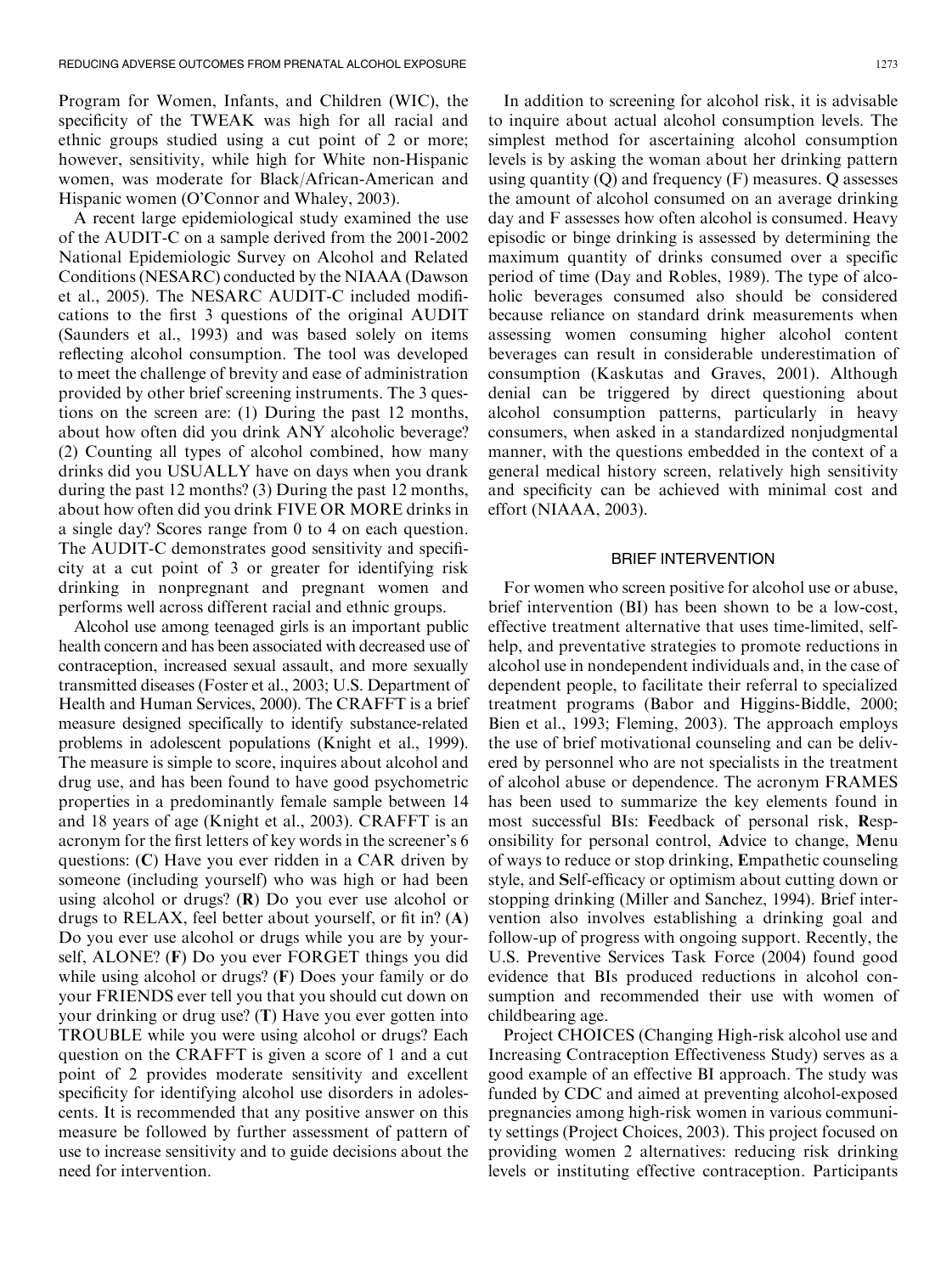Program for Women, Infants, and Children (WIC), the specificity of the TWEAK was high for all racial and ethnic groups studied using a cut point of 2 or more; however, sensitivity, while high for White non-Hispanic women, was moderate for Black/African-American and Hispanic women (O'Connor and Whaley, 2003).

A recent large epidemiological study examined the use of the AUDIT-C on a sample derived from the 2001-2002 National Epidemiologic Survey on Alcohol and Related Conditions (NESARC) conducted by the NIAAA (Dawson et al., 2005). The NESARC AUDIT-C included modifications to the first 3 questions of the original AUDIT (Saunders et al., 1993) and was based solely on items reflecting alcohol consumption. The tool was developed to meet the challenge of brevity and ease of administration provided by other brief screening instruments. The 3 questions on the screen are: (1) During the past 12 months, about how often did you drink ANY alcoholic beverage? (2) Counting all types of alcohol combined, how many drinks did you USUALLY have on days when you drank during the past 12 months? (3) During the past 12 months, about how often did you drink FIVE OR MORE drinks in a single day? Scores range from 0 to 4 on each question. The AUDIT-C demonstrates good sensitivity and specificity at a cut point of 3 or greater for identifying risk drinking in nonpregnant and pregnant women and performs well across different racial and ethnic groups.

Alcohol use among teenaged girls is an important public health concern and has been associated with decreased use of contraception, increased sexual assault, and more sexually transmitted diseases (Foster et al., 2003; U.S. Department of Health and Human Services, 2000). The CRAFFT is a brief measure designed specifically to identify substance-related problems in adolescent populations (Knight et al., 1999). The measure is simple to score, inquires about alcohol and drug use, and has been found to have good psychometric properties in a predominantly female sample between 14 and 18 years of age (Knight et al., 2003). CRAFFT is an acronym for the first letters of key words in the screener's 6 questions: (**C**) Have you ever ridden in a CAR driven by someone (including yourself) who was high or had been using alcohol or drugs? (**R**) Do you ever use alcohol or drugs to RELAX, feel better about yourself, or fit in? (**A**) Do you ever use alcohol or drugs while you are by yourself, ALONE? (**F**) Do you ever FORGET things you did while using alcohol or drugs? (**F**) Does your family or do your FRIENDS ever tell you that you should cut down on your drinking or drug use? (**T**) Have you ever gotten into TROUBLE while you were using alcohol or drugs? Each question on the CRAFFT is given a score of 1 and a cut point of 2 provides moderate sensitivity and excellent specificity for identifying alcohol use disorders in adolescents. It is recommended that any positive answer on this measure be followed by further assessment of pattern of use to increase sensitivity and to guide decisions about the need for intervention.

In addition to screening for alcohol risk, it is advisable to inquire about actual alcohol consumption levels. The simplest method for ascertaining alcohol consumption levels is by asking the woman about her drinking pattern using quantity (Q) and frequency (F) measures. Q assesses the amount of alcohol consumed on an average drinking day and F assesses how often alcohol is consumed. Heavy episodic or binge drinking is assessed by determining the maximum quantity of drinks consumed over a specific period of time (Day and Robles, 1989). The type of alcoholic beverages consumed also should be considered because reliance on standard drink measurements when assessing women consuming higher alcohol content beverages can result in considerable underestimation of consumption (Kaskutas and Graves, 2001). Although denial can be triggered by direct questioning about alcohol consumption patterns, particularly in heavy consumers, when asked in a standardized nonjudgmental manner, with the questions embedded in the context of a general medical history screen, relatively high sensitivity and specificity can be achieved with minimal cost and effort (NIAAA, 2003).

## BRIEF INTERVENTION

For women who screen positive for alcohol use or abuse, brief intervention (BI) has been shown to be a low-cost, effective treatment alternative that uses time-limited, self-help, and preventative strategies to promote reductions in alcohol use in nondependent individuals and, in the case of dependent people, to facilitate their referral to specialized treatment programs (Babor and Higgins-Biddle, 2000; Bien et al., 1993; Fleming, 2003). The approach employs the use of brief motivational counseling and can be delivered by personnel who are not specialists in the treatment of alcohol abuse or dependence. The acronym FRAMES has been used to summarize the key elements found in most successful BIs: **F**eedback of personal risk, **R**esponsibility for personal control, **A**dvice to change, **M**enu of ways to reduce or stop drinking, **E**mpathetic counseling style, and **S**elf-efficacy or optimism about cutting down or stopping drinking (Miller and Sanchez, 1994). Brief intervention also involves establishing a drinking goal and follow-up of progress with ongoing support. Recently, the U.S. Preventive Services Task Force (2004) found good evidence that BIs produced reductions in alcohol consumption and recommended their use with women of childbearing age.

Project CHOICES (Changing High-risk alcohol use and Increasing Contraception Effectiveness Study) serves as a good example of an effective BI approach. The study was funded by CDC and aimed at preventing alcohol-exposed pregnancies among high-risk women in various community settings (Project Choices, 2003). This project focused on providing women 2 alternatives: reducing risk drinking levels or instituting effective contraception. Participants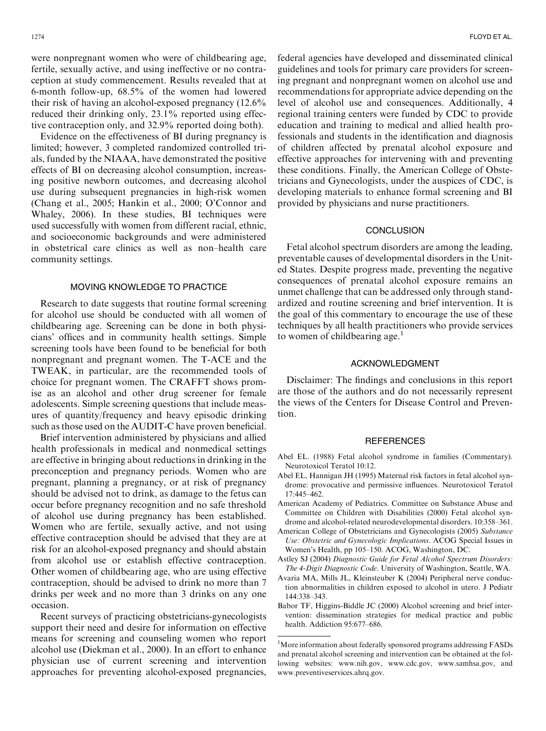were nonpregnant women who were of childbearing age, fertile, sexually active, and using ineffective or no contraception at study commencement. Results revealed that at 6-month follow-up, 68.5% of the women had lowered their risk of having an alcohol-exposed pregnancy (12.6% reduced their drinking only, 23.1% reported using effective contraception only, and 32.9% reported doing both).

Evidence on the effectiveness of BI during pregnancy is limited; however, 3 completed randomized controlled trials, funded by the NIAAA, have demonstrated the positive effects of BI on decreasing alcohol consumption, increasing positive newborn outcomes, and decreasing alcohol use during subsequent pregnancies in high-risk women (Chang et al., 2005; Hankin et al., 2000; O'Connor and Whaley, 2006). In these studies, BI techniques were used successfully with women from different racial, ethnic, and socioeconomic backgrounds and were administered in obstetrical care clinics as well as non–health care community settings.

## MOVING KNOWLEDGE TO PRACTICE

Research to date suggests that routine formal screening for alcohol use should be conducted with all women of childbearing age. Screening can be done in both physicians' offices and in community health settings. Simple screening tools have been found to be beneficial for both nonpregnant and pregnant women. The T-ACE and the TWEAK, in particular, are the recommended tools of choice for pregnant women. The CRAFFT shows promise as an alcohol and other drug screener for female adolescents. Simple screening questions that include measures of quantity/frequency and heavy episodic drinking such as those used on the AUDIT-C have proven beneficial.

Brief intervention administered by physicians and allied health professionals in medical and nonmedical settings are effective in bringing about reductions in drinking in the preconception and pregnancy periods. Women who are pregnant, planning a pregnancy, or at risk of pregnancy should be advised not to drink, as damage to the fetus can occur before pregnancy recognition and no safe threshold of alcohol use during pregnancy has been established. Women who are fertile, sexually active, and not using effective contraception should be advised that they are at risk for an alcohol-exposed pregnancy and should abstain from alcohol use or establish effective contraception. Other women of childbearing age, who are using effective contraception, should be advised to drink no more than 7 drinks per week and no more than 3 drinks on any one occasion.

Recent surveys of practicing obstetricians-gynecologists support their need and desire for information on effective means for screening and counseling women who report alcohol use (Diekman et al., 2000). In an effort to enhance physician use of current screening and intervention approaches for preventing alcohol-exposed pregnancies, federal agencies have developed and disseminated clinical guidelines and tools for primary care providers for screening pregnant and nonpregnant women on alcohol use and recommendations for appropriate advice depending on the level of alcohol use and consequences. Additionally, 4 regional training centers were funded by CDC to provide education and training to medical and allied health professionals and students in the identification and diagnosis of children affected by prenatal alcohol exposure and effective approaches for intervening with and preventing these conditions. Finally, the American College of Obstetricians and Gynecologists, under the auspices of CDC, is developing materials to enhance formal screening and BI provided by physicians and nurse practitioners.

## CONCLUSION

Fetal alcohol spectrum disorders are among the leading, preventable causes of developmental disorders in the United States. Despite progress made, preventing the negative consequences of prenatal alcohol exposure remains an unmet challenge that can be addressed only through standardized and routine screening and brief intervention. It is the goal of this commentary to encourage the use of these techniques by all health practitioners who provide services to women of childbearing age.[1]

## ACKNOWLEDGMENT

Disclaimer: The findings and conclusions in this report are those of the authors and do not necessarily represent the views of the Centers for Disease Control and Prevention.

## REFERENCES

Abel EL. (1988) Fetal alcohol syndrome in families (Commentary). Neurotoxicol Teratol 10:12.

Abel EL, Hannigan JH (1995) Maternal risk factors in fetal alcohol syndrome: provocative and permissive influences. Neurotoxicol Teratol 17:445–462.

American Academy of Pediatrics. Committee on Substance Abuse and Committee on Children with Disabilities (2000) Fetal alcohol syndrome and alcohol-related neurodevelopmental disorders. 10:358–361.

American College of Obstetricians and Gynecologists (2005) *Substance Use: Obstetric and Gynecologic Implications*. ACOG Special Issues in Women's Health, pp 105–150. ACOG, Washington, DC.

Astley SJ (2004) *Diagnostic Guide for Fetal Alcohol Spectrum Disorders: The 4-Digit Diagnostic Code*. University of Washington, Seattle, WA.

Avaria MA, Mills JL, Kleinsteuber K (2004) Peripheral nerve conduction abnormalities in children exposed to alcohol in utero. J Pediatr 144:338–343.

Babor TF, Higgins-Biddle JC (2000) Alcohol screening and brief intervention: dissemination strategies for medical practice and public health. Addiction 95:677–686.

[1]More information about federally sponsored programs addressing FASDs and prenatal alcohol screening and intervention can be obtained at the following websites: www.nih.gov, www.cdc.gov, www.samhsa.gov, and www.preventiveservices.ahrq.gov.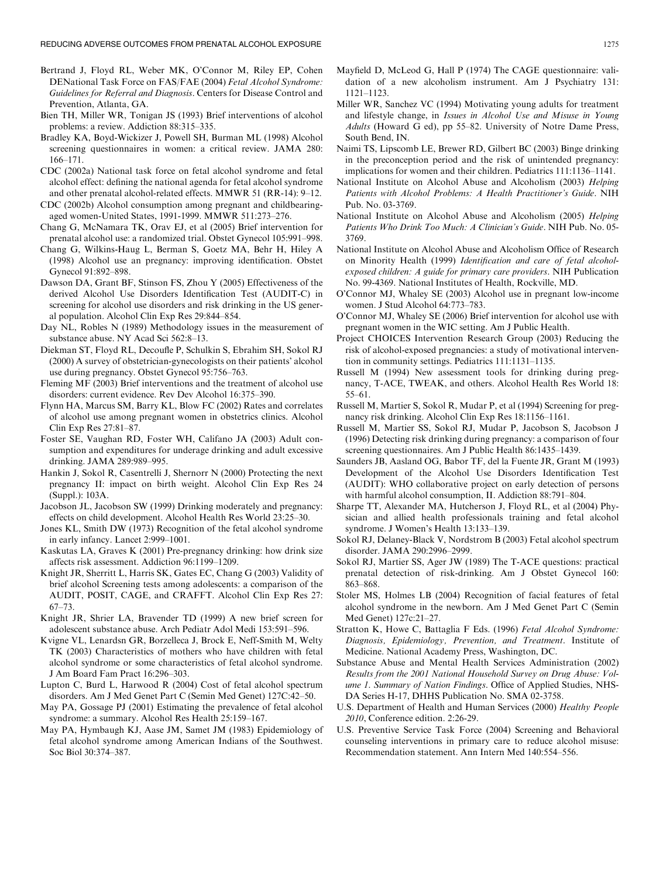Bertrand J, Floyd RL, Weber MK, O'Connor M, Riley EP, Cohen DENational Task Force on FAS/FAE (2004) *Fetal Alcohol Syndrome: Guidelines for Referral and Diagnosis*. Centers for Disease Control and Prevention, Atlanta, GA.

Bien TH, Miller WR, Tonigan JS (1993) Brief interventions of alcohol problems: a review. Addiction 88:315–335.

Bradley KA, Boyd-Wickizer J, Powell SH, Burman ML (1998) Alcohol screening questionnaires in women: a critical review. JAMA 280: 166–171.

CDC (2002a) National task force on fetal alcohol syndrome and fetal alcohol effect: defining the national agenda for fetal alcohol syndrome and other prenatal alcohol-related effects. MMWR 51 (RR-14): 9–12.

CDC (2002b) Alcohol consumption among pregnant and childbearing-aged women-United States, 1991-1999. MMWR 511:273–276.

Chang G, McNamara TK, Orav EJ, et al (2005) Brief intervention for prenatal alcohol use: a randomized trial. Obstet Gynecol 105:991–998.

Chang G, Wilkins-Haug L, Berman S, Goetz MA, Behr H, Hiley A (1998) Alcohol use an pregnancy: improving identification. Obstet Gynecol 91:892–898.

Dawson DA, Grant BF, Stinson FS, Zhou Y (2005) Effectiveness of the derived Alcohol Use Disorders Identification Test (AUDIT-C) in screening for alcohol use disorders and risk drinking in the US general population. Alcohol Clin Exp Res 29:844–854.

Day NL, Robles N (1989) Methodology issues in the measurement of substance abuse. NY Acad Sci 562:8–13.

Diekman ST, Floyd RL, Decoufle P, Schulkin S, Ebrahim SH, Sokol RJ (2000) A survey of obstetrician-gynecologists on their patients' alcohol use during pregnancy. Obstet Gynecol 95:756–763.

Fleming MF (2003) Brief interventions and the treatment of alcohol use disorders: current evidence. Rev Dev Alcohol 16:375–390.

Flynn HA, Marcus SM, Barry KL, Blow FC (2002) Rates and correlates of alcohol use among pregnant women in obstetrics clinics. Alcohol Clin Exp Res 27:81–87.

Foster SE, Vaughan RD, Foster WH, Califano JA (2003) Adult consumption and expenditures for underage drinking and adult excessive drinking. JAMA 289:989–995.

Hankin J, Sokol R, Casentrelli J, Shernorr N (2000) Protecting the next pregnancy II: impact on birth weight. Alcohol Clin Exp Res 24 (Suppl.): 103A.

Jacobson JL, Jacobson SW (1999) Drinking moderately and pregnancy: effects on child development. Alcohol Health Res World 23:25–30.

Jones KL, Smith DW (1973) Recognition of the fetal alcohol syndrome in early infancy. Lancet 2:999–1001.

Kaskutas LA, Graves K (2001) Pre-pregnancy drinking: how drink size affects risk assessment. Addiction 96:1199–1209.

Knight JR, Sherritt L, Harris SK, Gates EC, Chang G (2003) Validity of brief alcohol Screening tests among adolescents: a comparison of the AUDIT, POSIT, CAGE, and CRAFFT. Alcohol Clin Exp Res 27: 67–73.

Knight JR, Shrier LA, Bravender TD (1999) A new brief screen for adolescent substance abuse. Arch Pediatr Adol Medi 153:591–596.

Kvigne VL, Lenardsn GR, Borzelleca J, Brock E, Neff-Smith M, Welty TK (2003) Characteristics of mothers who have children with fetal alcohol syndrome or some characteristics of fetal alcohol syndrome. J Am Board Fam Pract 16:296–303.

Lupton C, Burd L, Harwood R (2004) Cost of fetal alcohol spectrum disorders. Am J Med Genet Part C (Semin Med Genet) 127C:42–50.

May PA, Gossage PJ (2001) Estimating the prevalence of fetal alcohol syndrome: a summary. Alcohol Res Health 25:159–167.

May PA, Hymbaugh KJ, Aase JM, Samet JM (1983) Epidemiology of fetal alcohol syndrome among American Indians of the Southwest. Soc Biol 30:374–387.

Mayfield D, McLeod G, Hall P (1974) The CAGE questionnaire: validation of a new alcoholism instrument. Am J Psychiatry 131: 1121–1123.

Miller WR, Sanchez VC (1994) Motivating young adults for treatment and lifestyle change, in *Issues in Alcohol Use and Misuse in Young Adults* (Howard G ed), pp 55–82. University of Notre Dame Press, South Bend, IN.

Naimi TS, Lipscomb LE, Brewer RD, Gilbert BC (2003) Binge drinking in the preconception period and the risk of unintended pregnancy: implications for women and their children. Pediatrics 111:1136–1141.

National Institute on Alcohol Abuse and Alcoholism (2003) *Helping Patients with Alcohol Problems: A Health Practitioner's Guide*. NIH Pub. No. 03-3769.

National Institute on Alcohol Abuse and Alcoholism (2005) *Helping Patients Who Drink Too Much: A Clinician's Guide*. NIH Pub. No. 05-3769.

National Institute on Alcohol Abuse and Alcoholism Office of Research on Minority Health (1999) *Identification and care of fetal alcohol-exposed children: A guide for primary care providers*. NIH Publication No. 99-4369. National Institutes of Health, Rockville, MD.

O'Connor MJ, Whaley SE (2003) Alcohol use in pregnant low-income women. J Stud Alcohol 64:773–783.

O'Connor MJ, Whaley SE (2006) Brief intervention for alcohol use with pregnant women in the WIC setting. Am J Public Health.

Project CHOICES Intervention Research Group (2003) Reducing the risk of alcohol-exposed pregnancies: a study of motivational intervention in community settings. Pediatrics 111:1131–1135.

Russell M (1994) New assessment tools for drinking during pregnancy, T-ACE, TWEAK, and others. Alcohol Health Res World 18: 55–61.

Russell M, Martier S, Sokol R, Mudar P, et al (1994) Screening for pregnancy risk drinking. Alcohol Clin Exp Res 18:1156–1161.

Russell M, Martier SS, Sokol RJ, Mudar P, Jacobson S, Jacobson J (1996) Detecting risk drinking during pregnancy: a comparison of four screening questionnaires. Am J Public Health 86:1435–1439.

Saunders JB, Aasland OG, Babor TF, del la Fuente JR, Grant M (1993) Development of the Alcohol Use Disorders Identification Test (AUDIT): WHO collaborative project on early detection of persons with harmful alcohol consumption, II. Addiction 88:791–804.

Sharpe TT, Alexander MA, Hutcherson J, Floyd RL, et al (2004) Physician and allied health professionals training and fetal alcohol syndrome. J Women's Health 13:133–139.

Sokol RJ, Delaney-Black V, Nordstrom B (2003) Fetal alcohol spectrum disorder. JAMA 290:2996–2999.

Sokol RJ, Martier SS, Ager JW (1989) The T-ACE questions: practical prenatal detection of risk-drinking. Am J Obstet Gynecol 160: 863–868.

Stoler MS, Holmes LB (2004) Recognition of facial features of fetal alcohol syndrome in the newborn. Am J Med Genet Part C (Semin Med Genet) 127c:21–27.

Stratton K, Howe C, Battaglia F Eds. (1996) *Fetal Alcohol Syndrome: Diagnosis, Epidemiology, Prevention, and Treatment*. Institute of Medicine. National Academy Press, Washington, DC.

Substance Abuse and Mental Health Services Administration (2002) *Results from the 2001 National Household Survey on Drug Abuse: Volume 1. Summary of Nation Findings*. Office of Applied Studies, NHSDA Series H-17, DHHS Publication No. SMA 02-3758.

U.S. Department of Health and Human Services (2000) *Healthy People 2010*, Conference edition. 2:26-29.

U.S. Preventive Service Task Force (2004) Screening and Behavioral counseling interventions in primary care to reduce alcohol misuse: Recommendation statement. Ann Intern Med 140:554–556.